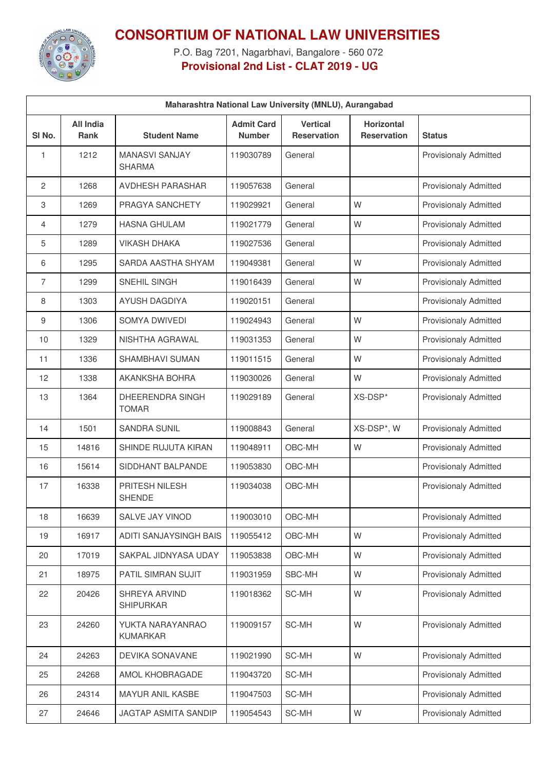# CONSORTIUM OF NATIONAL LAW UNIVERSITIES

P.O. Bag 7201, Nagarbhavi, Bangalore - 560 072

**Provisional 2nd List - CLAT 2019 - UG**

| Maharashtra National Law University (MNLU), Aurangabad | | | | | | |
|---|---|---|---|---|---|---|
| **Sl No.** | **All India Rank** | **Student Name** | **Admit Card Number** | **Vertical Reservation** | **Horizontal Reservation** | **Status** |
| 1 | 1212 | MANASVI SANJAY SHARMA | 119030789 | General | | Provisionaly Admitted |
| 2 | 1268 | AVDHESH PARASHAR | 119057638 | General | | Provisionaly Admitted |
| 3 | 1269 | PRAGYA SANCHETY | 119029921 | General | W | Provisionaly Admitted |
| 4 | 1279 | HASNA GHULAM | 119021779 | General | W | Provisionaly Admitted |
| 5 | 1289 | VIKASH DHAKA | 119027536 | General | | Provisionaly Admitted |
| 6 | 1295 | SARDA AASTHA SHYAM | 119049381 | General | W | Provisionaly Admitted |
| 7 | 1299 | SNEHIL SINGH | 119016439 | General | W | Provisionaly Admitted |
| 8 | 1303 | AYUSH DAGDIYA | 119020151 | General | | Provisionaly Admitted |
| 9 | 1306 | SOMYA DWIVEDI | 119024943 | General | W | Provisionaly Admitted |
| 10 | 1329 | NISHTHA AGRAWAL | 119031353 | General | W | Provisionaly Admitted |
| 11 | 1336 | SHAMBHAVI SUMAN | 119011515 | General | W | Provisionaly Admitted |
| 12 | 1338 | AKANKSHA BOHRA | 119030026 | General | W | Provisionaly Admitted |
| 13 | 1364 | DHEERENDRA SINGH TOMAR | 119029189 | General | XS-DSP* | Provisionaly Admitted |
| 14 | 1501 | SANDRA SUNIL | 119008843 | General | XS-DSP*, W | Provisionaly Admitted |
| 15 | 14816 | SHINDE RUJUTA KIRAN | 119048911 | OBC-MH | W | Provisionaly Admitted |
| 16 | 15614 | SIDDHANT BALPANDE | 119053830 | OBC-MH | | Provisionaly Admitted |
| 17 | 16338 | PRITESH NILESH SHENDE | 119034038 | OBC-MH | | Provisionaly Admitted |
| 18 | 16639 | SALVE JAY VINOD | 119003010 | OBC-MH | | Provisionaly Admitted |
| 19 | 16917 | ADITI SANJAYSINGH BAIS | 119055412 | OBC-MH | W | Provisionaly Admitted |
| 20 | 17019 | SAKPAL JIDNYASA UDAY | 119053838 | OBC-MH | W | Provisionaly Admitted |
| 21 | 18975 | PATIL SIMRAN SUJIT | 119031959 | SBC-MH | W | Provisionaly Admitted |
| 22 | 20426 | SHREYA ARVIND SHIPURKAR | 119018362 | SC-MH | W | Provisionaly Admitted |
| 23 | 24260 | YUKTA NARAYANRAO KUMARKAR | 119009157 | SC-MH | W | Provisionaly Admitted |
| 24 | 24263 | DEVIKA SONAVANE | 119021990 | SC-MH | W | Provisionaly Admitted |
| 25 | 24268 | AMOL KHOBRAGADE | 119043720 | SC-MH | | Provisionaly Admitted |
| 26 | 24314 | MAYUR ANIL KASBE | 119047503 | SC-MH | | Provisionaly Admitted |
| 27 | 24646 | JAGTAP ASMITA SANDIP | 119054543 | SC-MH | W | Provisionaly Admitted |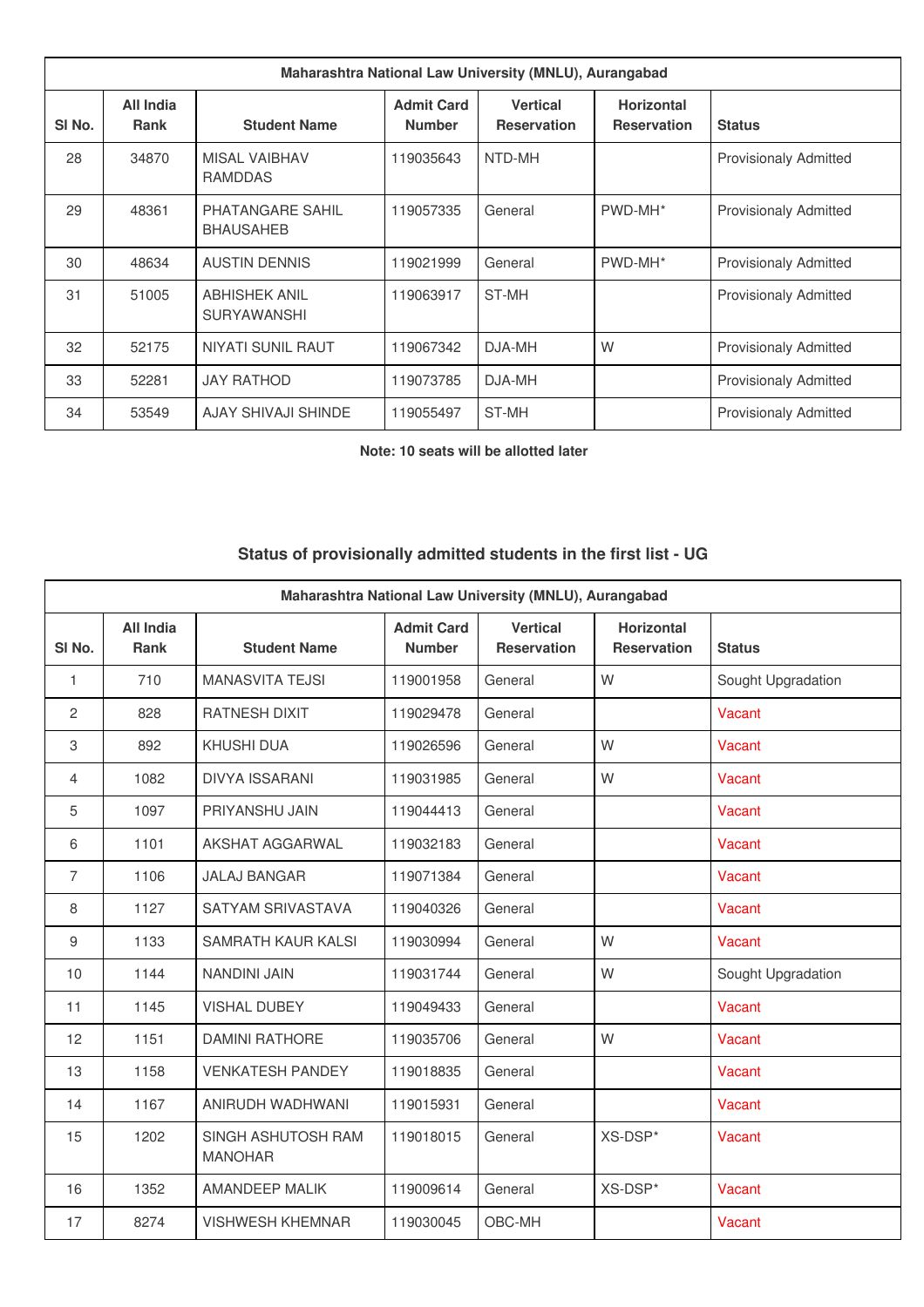| Maharashtra National Law University (MNLU), Aurangabad | | | | | | |
|---|---|---|---|---|---|---|
| Sl No. | All India Rank | Student Name | Admit Card Number | Vertical Reservation | Horizontal Reservation | Status |
| 28 | 34870 | MISAL VAIBHAV RAMDDAS | 119035643 | NTD-MH | | Provisionaly Admitted |
| 29 | 48361 | PHATANGARE SAHIL BHAUSAHEB | 119057335 | General | PWD-MH* | Provisionaly Admitted |
| 30 | 48634 | AUSTIN DENNIS | 119021999 | General | PWD-MH* | Provisionaly Admitted |
| 31 | 51005 | ABHISHEK ANIL SURYAWANSHI | 119063917 | ST-MH | | Provisionaly Admitted |
| 32 | 52175 | NIYATI SUNIL RAUT | 119067342 | DJA-MH | W | Provisionaly Admitted |
| 33 | 52281 | JAY RATHOD | 119073785 | DJA-MH | | Provisionaly Admitted |
| 34 | 53549 | AJAY SHIVAJI SHINDE | 119055497 | ST-MH | | Provisionaly Admitted |

**Note: 10 seats will be allotted later**

## Status of provisionally admitted students in the first list - UG

| Maharashtra National Law University (MNLU), Aurangabad | | | | | | |
|---|---|---|---|---|---|---|
| Sl No. | All India Rank | Student Name | Admit Card Number | Vertical Reservation | Horizontal Reservation | Status |
| 1 | 710 | MANASVITA TEJSI | 119001958 | General | W | Sought Upgradation |
| 2 | 828 | RATNESH DIXIT | 119029478 | General | | Vacant |
| 3 | 892 | KHUSHI DUA | 119026596 | General | W | Vacant |
| 4 | 1082 | DIVYA ISSARANI | 119031985 | General | W | Vacant |
| 5 | 1097 | PRIYANSHU JAIN | 119044413 | General | | Vacant |
| 6 | 1101 | AKSHAT AGGARWAL | 119032183 | General | | Vacant |
| 7 | 1106 | JALAJ BANGAR | 119071384 | General | | Vacant |
| 8 | 1127 | SATYAM SRIVASTAVA | 119040326 | General | | Vacant |
| 9 | 1133 | SAMRATH KAUR KALSI | 119030994 | General | W | Vacant |
| 10 | 1144 | NANDINI JAIN | 119031744 | General | W | Sought Upgradation |
| 11 | 1145 | VISHAL DUBEY | 119049433 | General | | Vacant |
| 12 | 1151 | DAMINI RATHORE | 119035706 | General | W | Vacant |
| 13 | 1158 | VENKATESH PANDEY | 119018835 | General | | Vacant |
| 14 | 1167 | ANIRUDH WADHWANI | 119015931 | General | | Vacant |
| 15 | 1202 | SINGH ASHUTOSH RAM MANOHAR | 119018015 | General | XS-DSP* | Vacant |
| 16 | 1352 | AMANDEEP MALIK | 119009614 | General | XS-DSP* | Vacant |
| 17 | 8274 | VISHWESH KHEMNAR | 119030045 | OBC-MH | | Vacant |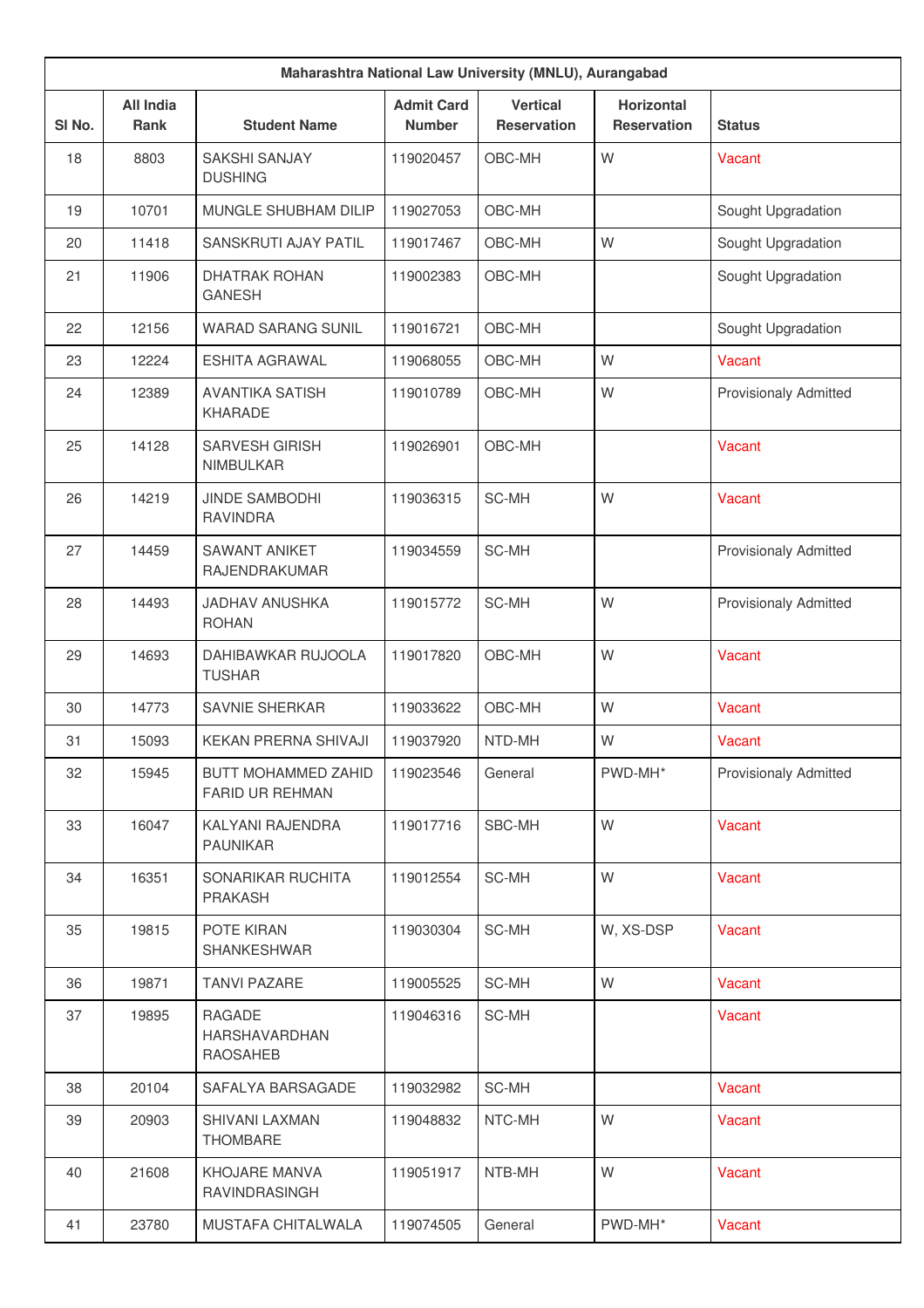| Maharashtra National Law University (MNLU), Aurangabad | | | | | | |
|---|---|---|---|---|---|---|
| Sl No. | All India Rank | Student Name | Admit Card Number | Vertical Reservation | Horizontal Reservation | Status |
| 18 | 8803 | SAKSHI SANJAY DUSHING | 119020457 | OBC-MH | W | Vacant |
| 19 | 10701 | MUNGLE SHUBHAM DILIP | 119027053 | OBC-MH | | Sought Upgradation |
| 20 | 11418 | SANSKRUTI AJAY PATIL | 119017467 | OBC-MH | W | Sought Upgradation |
| 21 | 11906 | DHATRAK ROHAN GANESH | 119002383 | OBC-MH | | Sought Upgradation |
| 22 | 12156 | WARAD SARANG SUNIL | 119016721 | OBC-MH | | Sought Upgradation |
| 23 | 12224 | ESHITA AGRAWAL | 119068055 | OBC-MH | W | Vacant |
| 24 | 12389 | AVANTIKA SATISH KHARADE | 119010789 | OBC-MH | W | Provisionaly Admitted |
| 25 | 14128 | SARVESH GIRISH NIMBULKAR | 119026901 | OBC-MH | | Vacant |
| 26 | 14219 | JINDE SAMBODHI RAVINDRA | 119036315 | SC-MH | W | Vacant |
| 27 | 14459 | SAWANT ANIKET RAJENDRAKUMAR | 119034559 | SC-MH | | Provisionaly Admitted |
| 28 | 14493 | JADHAV ANUSHKA ROHAN | 119015772 | SC-MH | W | Provisionaly Admitted |
| 29 | 14693 | DAHIBAWKAR RUJOOLA TUSHAR | 119017820 | OBC-MH | W | Vacant |
| 30 | 14773 | SAVNIE SHERKAR | 119033622 | OBC-MH | W | Vacant |
| 31 | 15093 | KEKAN PRERNA SHIVAJI | 119037920 | NTD-MH | W | Vacant |
| 32 | 15945 | BUTT MOHAMMED ZAHID FARID UR REHMAN | 119023546 | General | PWD-MH* | Provisionaly Admitted |
| 33 | 16047 | KALYANI RAJENDRA PAUNIKAR | 119017716 | SBC-MH | W | Vacant |
| 34 | 16351 | SONARIKAR RUCHITA PRAKASH | 119012554 | SC-MH | W | Vacant |
| 35 | 19815 | POTE KIRAN SHANKESHWAR | 119030304 | SC-MH | W, XS-DSP | Vacant |
| 36 | 19871 | TANVI PAZARE | 119005525 | SC-MH | W | Vacant |
| 37 | 19895 | RAGADE HARSHAVARDHAN RAOSAHEB | 119046316 | SC-MH | | Vacant |
| 38 | 20104 | SAFALYA BARSAGADE | 119032982 | SC-MH | | Vacant |
| 39 | 20903 | SHIVANI LAXMAN THOMBARE | 119048832 | NTC-MH | W | Vacant |
| 40 | 21608 | KHOJARE MANVA RAVINDRASINGH | 119051917 | NTB-MH | W | Vacant |
| 41 | 23780 | MUSTAFA CHITALWALA | 119074505 | General | PWD-MH* | Vacant |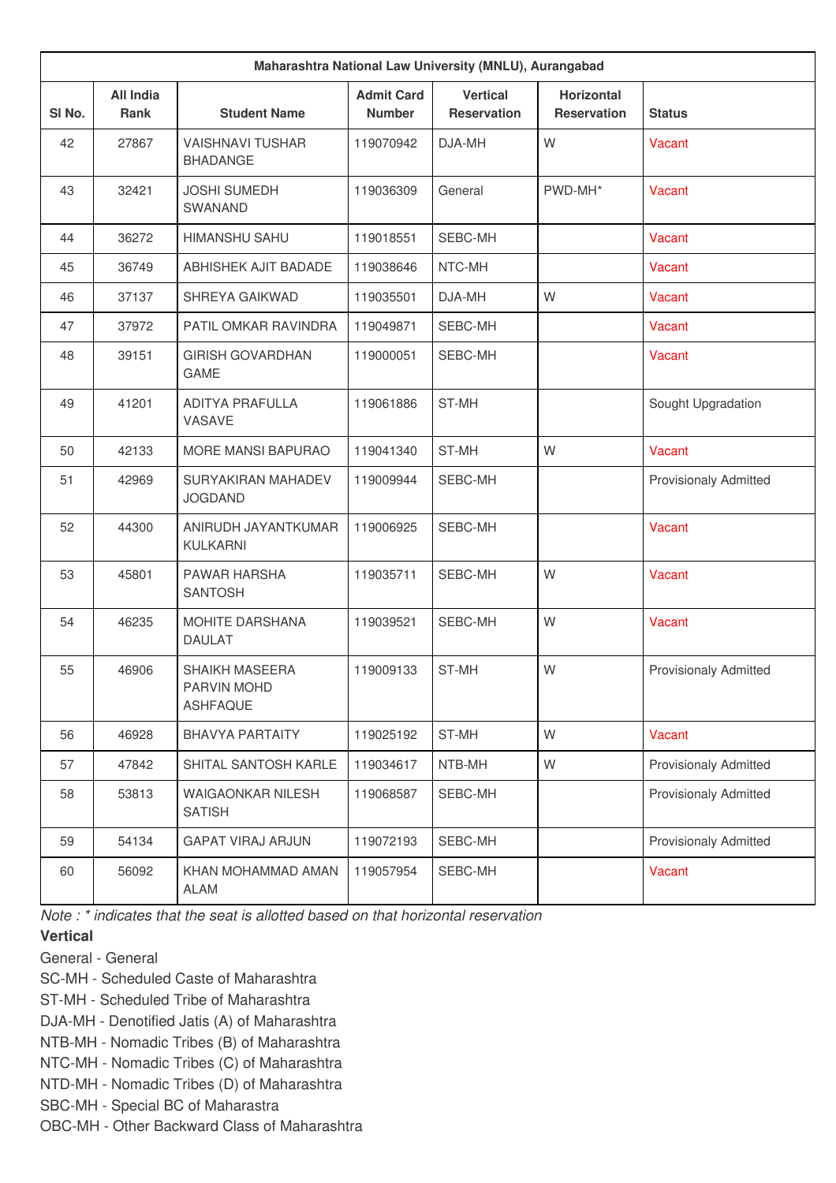| Maharashtra National Law University (MNLU), Aurangabad | | | | | | |
|---|---|---|---|---|---|---|
| Sl No. | All India Rank | Student Name | Admit Card Number | Vertical Reservation | Horizontal Reservation | Status |
| 42 | 27867 | VAISHNAVI TUSHAR BHADANGE | 119070942 | DJA-MH | W | Vacant |
| 43 | 32421 | JOSHI SUMEDH SWANAND | 119036309 | General | PWD-MH* | Vacant |
| 44 | 36272 | HIMANSHU SAHU | 119018551 | SEBC-MH | | Vacant |
| 45 | 36749 | ABHISHEK AJIT BADADE | 119038646 | NTC-MH | | Vacant |
| 46 | 37137 | SHREYA GAIKWAD | 119035501 | DJA-MH | W | Vacant |
| 47 | 37972 | PATIL OMKAR RAVINDRA | 119049871 | SEBC-MH | | Vacant |
| 48 | 39151 | GIRISH GOVARDHAN GAME | 119000051 | SEBC-MH | | Vacant |
| 49 | 41201 | ADITYA PRAFULLA VASAVE | 119061886 | ST-MH | | Sought Upgradation |
| 50 | 42133 | MORE MANSI BAPURAO | 119041340 | ST-MH | W | Vacant |
| 51 | 42969 | SURYAKIRAN MAHADEV JOGDAND | 119009944 | SEBC-MH | | Provisionaly Admitted |
| 52 | 44300 | ANIRUDH JAYANTKUMAR KULKARNI | 119006925 | SEBC-MH | | Vacant |
| 53 | 45801 | PAWAR HARSHA SANTOSH | 119035711 | SEBC-MH | W | Vacant |
| 54 | 46235 | MOHITE DARSHANA DAULAT | 119039521 | SEBC-MH | W | Vacant |
| 55 | 46906 | SHAIKH MASEERA PARVIN MOHD ASHFAQUE | 119009133 | ST-MH | W | Provisionaly Admitted |
| 56 | 46928 | BHAVYA PARTAITY | 119025192 | ST-MH | W | Vacant |
| 57 | 47842 | SHITAL SANTOSH KARLE | 119034617 | NTB-MH | W | Provisionaly Admitted |
| 58 | 53813 | WAIGAONKAR NILESH SATISH | 119068587 | SEBC-MH | | Provisionaly Admitted |
| 59 | 54134 | GAPAT VIRAJ ARJUN | 119072193 | SEBC-MH | | Provisionaly Admitted |
| 60 | 56092 | KHAN MOHAMMAD AMAN ALAM | 119057954 | SEBC-MH | | Vacant |

*Note : * indicates that the seat is allotted based on that horizontal reservation*

**Vertical**

General - General
SC-MH - Scheduled Caste of Maharashtra
ST-MH - Scheduled Tribe of Maharashtra
DJA-MH - Denotified Jatis (A) of Maharashtra
NTB-MH - Nomadic Tribes (B) of Maharashtra
NTC-MH - Nomadic Tribes (C) of Maharashtra
NTD-MH - Nomadic Tribes (D) of Maharashtra
SBC-MH - Special BC of Maharastra
OBC-MH - Other Backward Class of Maharashtra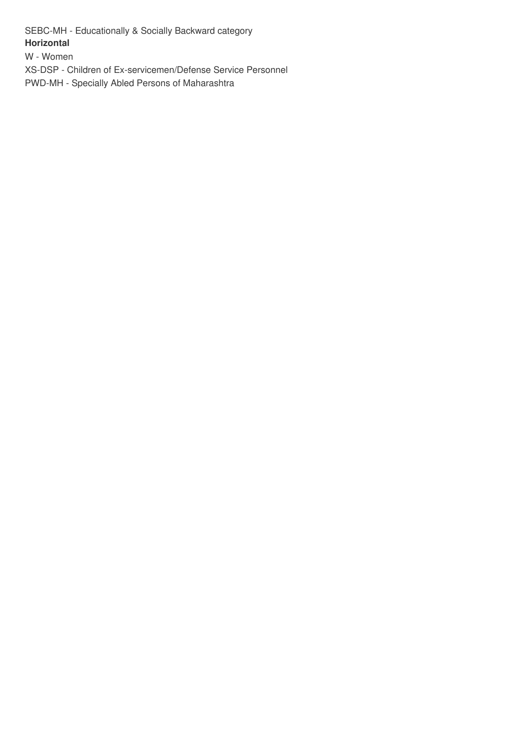SEBC-MH - Educationally & Socially Backward category

**Horizontal**

W - Women

XS-DSP - Children of Ex-servicemen/Defense Service Personnel

PWD-MH - Specially Abled Persons of Maharashtra